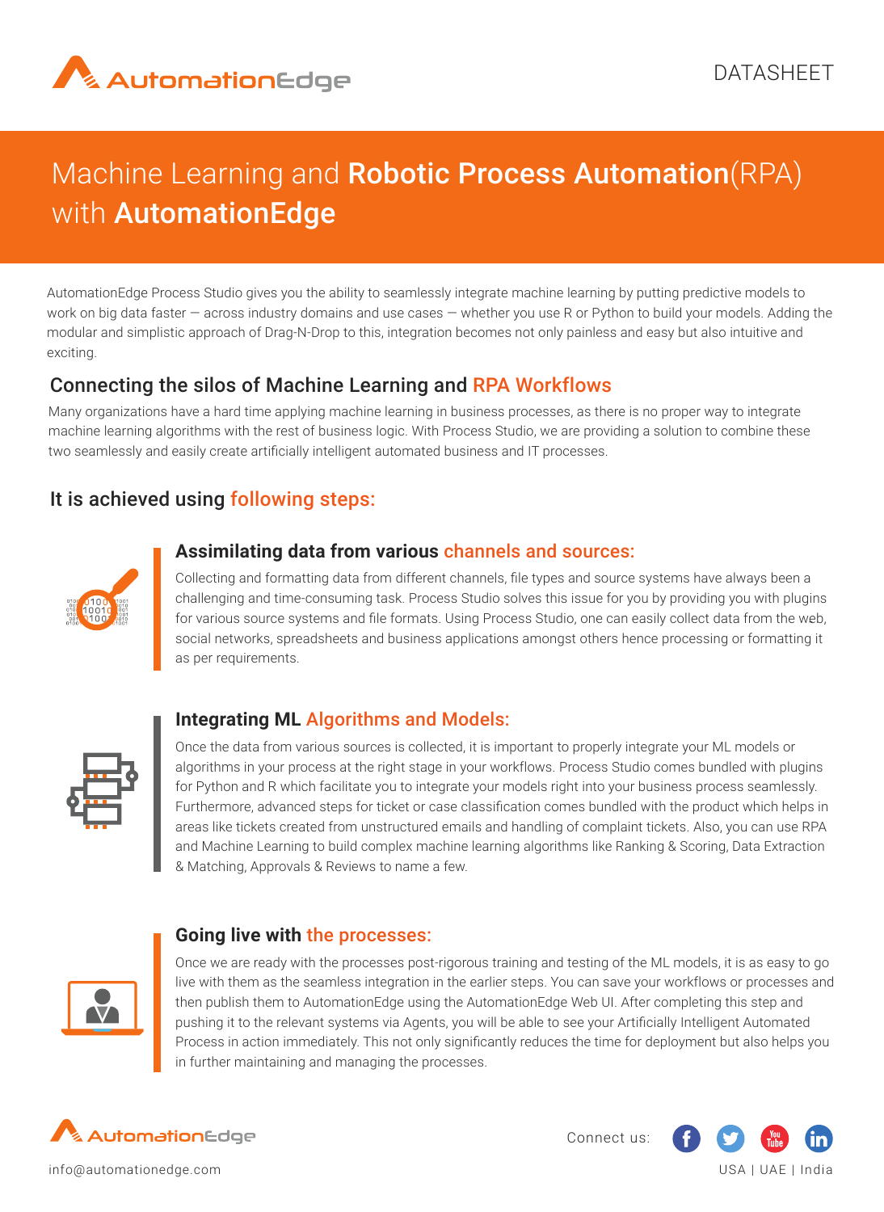DATASHEET

# Machine Learning and **Robotic Process Automation**(RPA) with **AutomationEdge**

AutomationEdge Process Studio gives you the ability to seamlessly integrate machine learning by putting predictive models to work on big data faster — across industry domains and use cases — whether you use R or Python to build your models. Adding the modular and simplistic approach of Drag-N-Drop to this, integration becomes not only painless and easy but also intuitive and exciting.

## Connecting the silos of Machine Learning and RPA Workflows

Many organizations have a hard time applying machine learning in business processes, as there is no proper way to integrate machine learning algorithms with the rest of business logic. With Process Studio, we are providing a solution to combine these two seamlessly and easily create artificially intelligent automated business and IT processes.

## It is achieved using following steps:

### Assimilating data from various channels and sources:

Collecting and formatting data from different channels, file types and source systems have always been a challenging and time-consuming task. Process Studio solves this issue for you by providing you with plugins for various source systems and file formats. Using Process Studio, one can easily collect data from the web, social networks, spreadsheets and business applications amongst others hence processing or formatting it as per requirements.

### Integrating ML Algorithms and Models:

Once the data from various sources is collected, it is important to properly integrate your ML models or algorithms in your process at the right stage in your workflows. Process Studio comes bundled with plugins for Python and R which facilitate you to integrate your models right into your business process seamlessly. Furthermore, advanced steps for ticket or case classification comes bundled with the product which helps in areas like tickets created from unstructured emails and handling of complaint tickets. Also, you can use RPA and Machine Learning to build complex machine learning algorithms like Ranking & Scoring, Data Extraction & Matching, Approvals & Reviews to name a few.

### Going live with the processes:

Once we are ready with the processes post-rigorous training and testing of the ML models, it is as easy to go live with them as the seamless integration in the earlier steps. You can save your workflows or processes and then publish them to AutomationEdge using the AutomationEdge Web UI. After completing this step and pushing it to the relevant systems via Agents, you will be able to see your Artificially Intelligent Automated Process in action immediately. This not only significantly reduces the time for deployment but also helps you in further maintaining and managing the processes.

info@automationedge.com

Connect us:

USA | UAE | India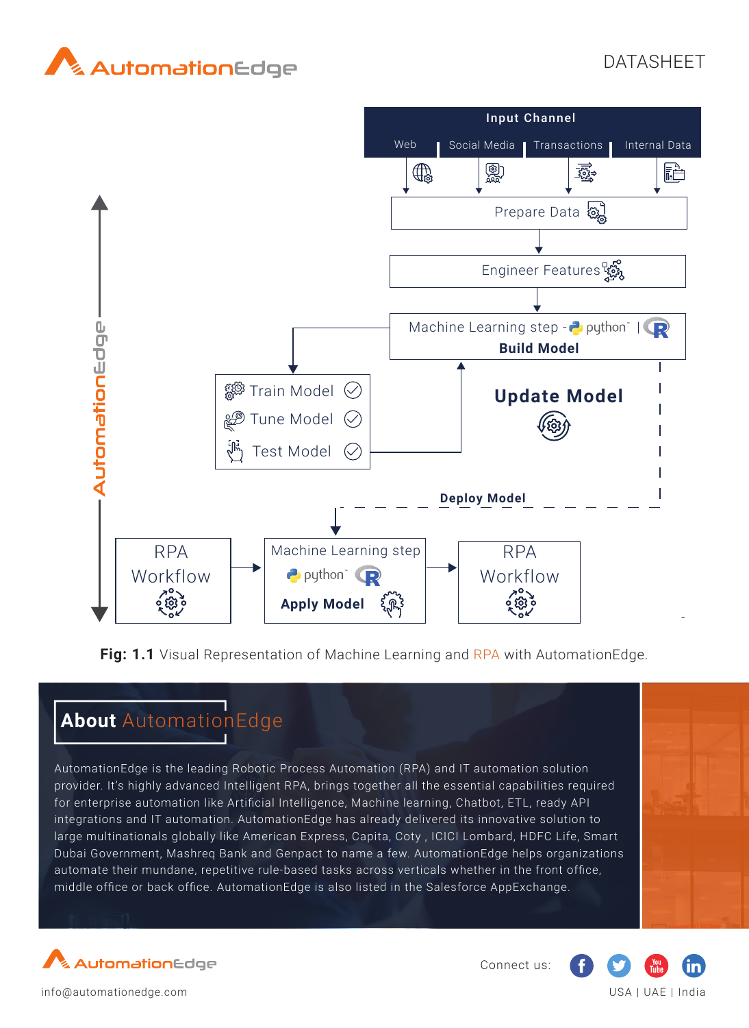Input Channel

Web | Social Media | Transactions | Internal Data

Prepare Data

Engineer Features

Machine Learning step - python | R

**Build Model**

Train Model

Tune Model

Test Model

**Update Model**

**Deploy Model**

AutomationEdge

RPA Workflow

Machine Learning step

python R

**Apply Model**

RPA Workflow

**Fig: 1.1** Visual Representation of Machine Learning and RPA with AutomationEdge.

## About AutomationEdge

AutomationEdge is the leading Robotic Process Automation (RPA) and IT automation solution provider. It's highly advanced Intelligent RPA, brings together all the essential capabilities required for enterprise automation like Artificial Intelligence, Machine learning, Chatbot, ETL, ready API integrations and IT automation. AutomationEdge has already delivered its innovative solution to large multinationals globally like American Express, Capita, Coty , ICICI Lombard, HDFC Life, Smart Dubai Government, Mashreq Bank and Genpact to name a few. AutomationEdge helps organizations automate their mundane, repetitive rule-based tasks across verticals whether in the front office, middle office or back office. AutomationEdge is also listed in the Salesforce AppExchange.

info@automationedge.com

Connect us:

USA | UAE | India